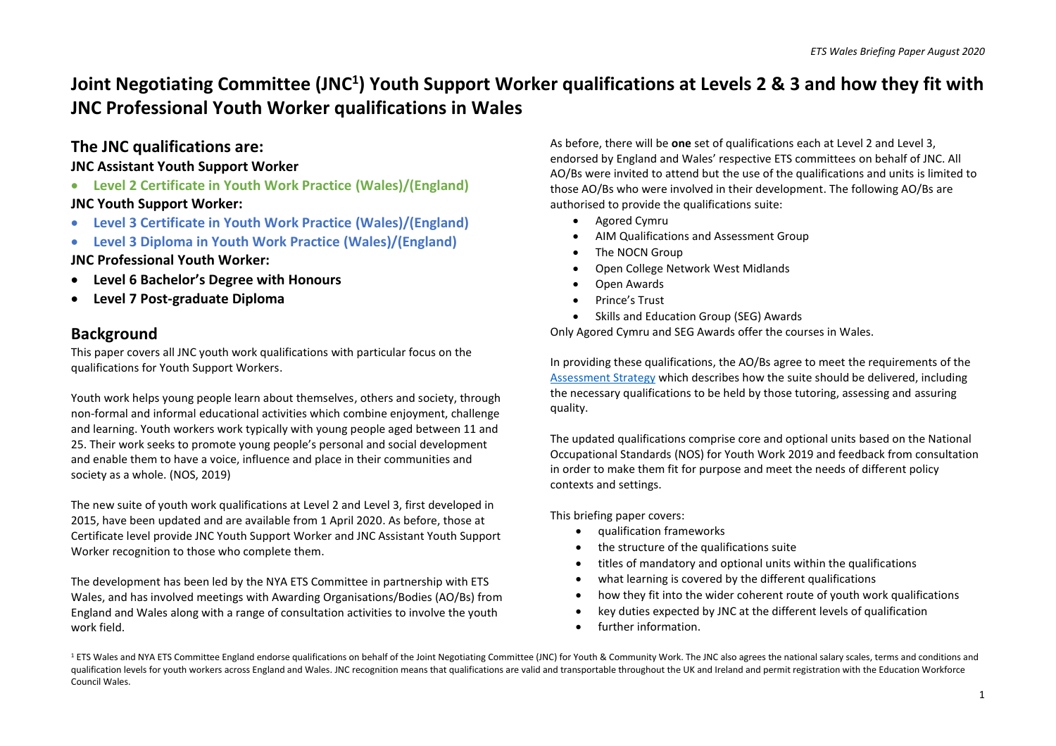# Joint Negotiating Committee (JNC[1]) Youth Support Worker qualifications at Levels 2 & 3 and how they fit with JNC Professional Youth Worker qualifications in Wales

## The JNC qualifications are:

**JNC Assistant Youth Support Worker**

- **Level 2 Certificate in Youth Work Practice (Wales)/(England)**

**JNC Youth Support Worker:**

- **Level 3 Certificate in Youth Work Practice (Wales)/(England)**
- **Level 3 Diploma in Youth Work Practice (Wales)/(England)**

**JNC Professional Youth Worker:**

- **Level 6 Bachelor's Degree with Honours**
- **Level 7 Post-graduate Diploma**

## Background

This paper covers all JNC youth work qualifications with particular focus on the qualifications for Youth Support Workers.

Youth work helps young people learn about themselves, others and society, through non-formal and informal educational activities which combine enjoyment, challenge and learning. Youth workers work typically with young people aged between 11 and 25. Their work seeks to promote young people's personal and social development and enable them to have a voice, influence and place in their communities and society as a whole. (NOS, 2019)

The new suite of youth work qualifications at Level 2 and Level 3, first developed in 2015, have been updated and are available from 1 April 2020. As before, those at Certificate level provide JNC Youth Support Worker and JNC Assistant Youth Support Worker recognition to those who complete them.

The development has been led by the NYA ETS Committee in partnership with ETS Wales, and has involved meetings with Awarding Organisations/Bodies (AO/Bs) from England and Wales along with a range of consultation activities to involve the youth work field.

As before, there will be **one** set of qualifications each at Level 2 and Level 3, endorsed by England and Wales' respective ETS committees on behalf of JNC. All AO/Bs were invited to attend but the use of the qualifications and units is limited to those AO/Bs who were involved in their development. The following AO/Bs are authorised to provide the qualifications suite:

- Agored Cymru
- AIM Qualifications and Assessment Group
- The NOCN Group
- Open College Network West Midlands
- Open Awards
- Prince's Trust
- Skills and Education Group (SEG) Awards

Only Agored Cymru and SEG Awards offer the courses in Wales.

In providing these qualifications, the AO/Bs agree to meet the requirements of the Assessment Strategy which describes how the suite should be delivered, including the necessary qualifications to be held by those tutoring, assessing and assuring quality.

The updated qualifications comprise core and optional units based on the National Occupational Standards (NOS) for Youth Work 2019 and feedback from consultation in order to make them fit for purpose and meet the needs of different policy contexts and settings.

This briefing paper covers:

- qualification frameworks
- the structure of the qualifications suite
- titles of mandatory and optional units within the qualifications
- what learning is covered by the different qualifications
- how they fit into the wider coherent route of youth work qualifications
- key duties expected by JNC at the different levels of qualification
- further information.

[1] ETS Wales and NYA ETS Committee England endorse qualifications on behalf of the Joint Negotiating Committee (JNC) for Youth & Community Work. The JNC also agrees the national salary scales, terms and conditions and qualification levels for youth workers across England and Wales. JNC recognition means that qualifications are valid and transportable throughout the UK and Ireland and permit registration with the Education Workforce Council Wales.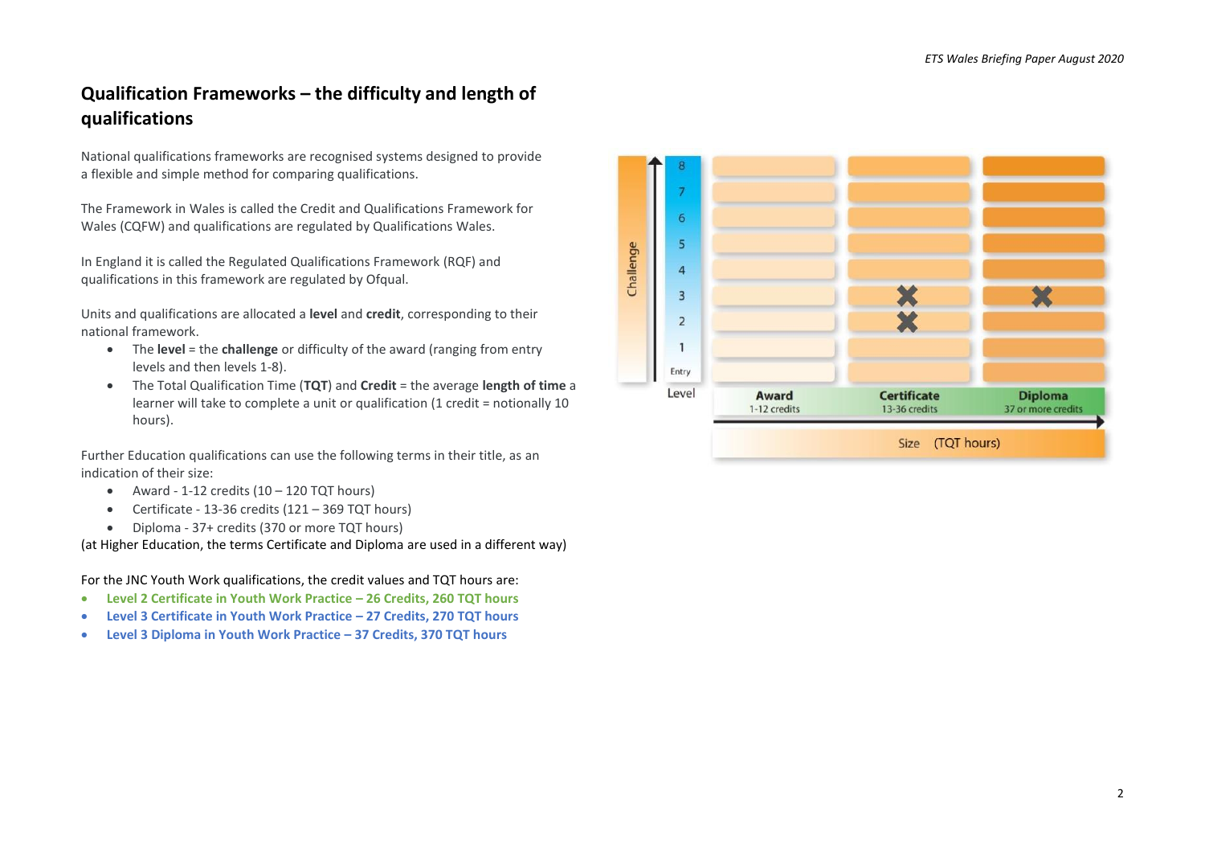## Qualification Frameworks – the difficulty and length of qualifications

National qualifications frameworks are recognised systems designed to provide a flexible and simple method for comparing qualifications.

The Framework in Wales is called the Credit and Qualifications Framework for Wales (CQFW) and qualifications are regulated by Qualifications Wales.

In England it is called the Regulated Qualifications Framework (RQF) and qualifications in this framework are regulated by Ofqual.

Units and qualifications are allocated a **level** and **credit**, corresponding to their national framework.

- The **level** = the **challenge** or difficulty of the award (ranging from entry levels and then levels 1-8).
- The Total Qualification Time (**TQT**) and **Credit** = the average **length of time** a learner will take to complete a unit or qualification (1 credit = notionally 10 hours).

Further Education qualifications can use the following terms in their title, as an indication of their size:

- Award - 1-12 credits (10 – 120 TQT hours)
- Certificate - 13-36 credits (121 – 369 TQT hours)
- Diploma - 37+ credits (370 or more TQT hours)

(at Higher Education, the terms Certificate and Diploma are used in a different way)

For the JNC Youth Work qualifications, the credit values and TQT hours are:

- **Level 2 Certificate in Youth Work Practice – 26 Credits, 260 TQT hours**
- **Level 3 Certificate in Youth Work Practice – 27 Credits, 270 TQT hours**
- **Level 3 Diploma in Youth Work Practice – 37 Credits, 370 TQT hours**

Challenge

Level

8
7
6
5
4
3
2
1
Entry

Award
1-12 credits

Certificate
13-36 credits

Diploma
37 or more credits

Size (TQT hours)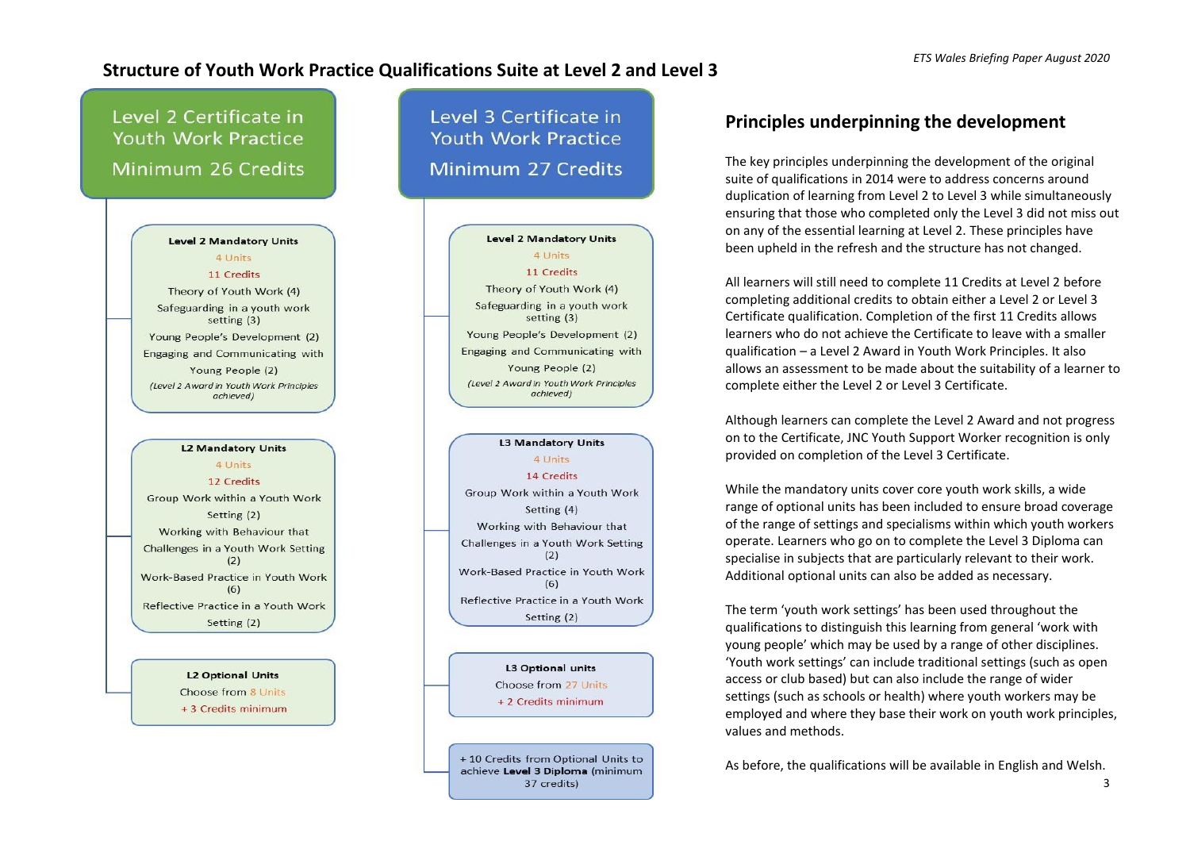## Structure of Youth Work Practice Qualifications Suite at Level 2 and Level 3

**Level 2 Certificate in Youth Work Practice**

**Minimum 26 Credits**

**Level 2 Mandatory Units**
4 Units
11 Credits
Theory of Youth Work (4)
Safeguarding in a youth work setting (3)
Young People's Development (2)
Engaging and Communicating with Young People (2)
*(Level 2 Award in Youth Work Principles achieved)*

**L2 Mandatory Units**
4 Units
12 Credits
Group Work within a Youth Work Setting (2)
Working with Behaviour that Challenges in a Youth Work Setting (2)
Work-Based Practice in Youth Work (6)
Reflective Practice in a Youth Work Setting (2)

**L2 Optional Units**
Choose from 8 Units
+ 3 Credits minimum

**Level 3 Certificate in Youth Work Practice**

**Minimum 27 Credits**

**Level 2 Mandatory Units**
4 Units
11 Credits
Theory of Youth Work (4)
Safeguarding in a youth work setting (3)
Young People's Development (2)
Engaging and Communicating with Young People (2)
*(Level 2 Award in Youth Work Principles achieved)*

**L3 Mandatory Units**
4 Units
14 Credits
Group Work within a Youth Work Setting (4)
Working with Behaviour that Challenges in a Youth Work Setting (2)
Work-Based Practice in Youth Work (6)
Reflective Practice in a Youth Work Setting (2)

**L3 Optional units**
Choose from 27 Units
+ 2 Credits minimum

+ 10 Credits from Optional Units to achieve **Level 3 Diploma** (minimum 37 credits)

## Principles underpinning the development

The key principles underpinning the development of the original suite of qualifications in 2014 were to address concerns around duplication of learning from Level 2 to Level 3 while simultaneously ensuring that those who completed only the Level 3 did not miss out on any of the essential learning at Level 2. These principles have been upheld in the refresh and the structure has not changed.

All learners will still need to complete 11 Credits at Level 2 before completing additional credits to obtain either a Level 2 or Level 3 Certificate qualification. Completion of the first 11 Credits allows learners who do not achieve the Certificate to leave with a smaller qualification – a Level 2 Award in Youth Work Principles. It also allows an assessment to be made about the suitability of a learner to complete either the Level 2 or Level 3 Certificate.

Although learners can complete the Level 2 Award and not progress on to the Certificate, JNC Youth Support Worker recognition is only provided on completion of the Level 3 Certificate.

While the mandatory units cover core youth work skills, a wide range of optional units has been included to ensure broad coverage of the range of settings and specialisms within which youth workers operate. Learners who go on to complete the Level 3 Diploma can specialise in subjects that are particularly relevant to their work. Additional optional units can also be added as necessary.

The term 'youth work settings' has been used throughout the qualifications to distinguish this learning from general 'work with young people' which may be used by a range of other disciplines. 'Youth work settings' can include traditional settings (such as open access or club based) but can also include the range of wider settings (such as schools or health) where youth workers may be employed and where they base their work on youth work principles, values and methods.

As before, the qualifications will be available in English and Welsh.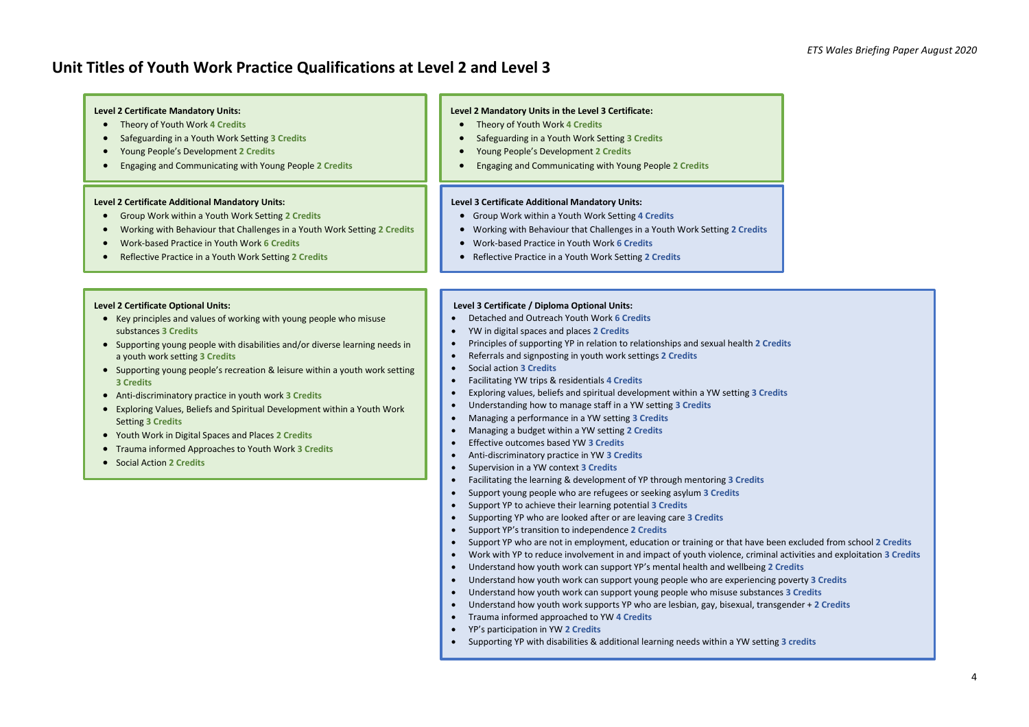## Unit Titles of Youth Work Practice Qualifications at Level 2 and Level 3

**Level 2 Certificate Mandatory Units:**

- Theory of Youth Work **4 Credits**
- Safeguarding in a Youth Work Setting **3 Credits**
- Young People's Development **2 Credits**
- Engaging and Communicating with Young People **2 Credits**

**Level 2 Certificate Additional Mandatory Units:**

- Group Work within a Youth Work Setting **2 Credits**
- Working with Behaviour that Challenges in a Youth Work Setting **2 Credits**
- Work-based Practice in Youth Work **6 Credits**
- Reflective Practice in a Youth Work Setting **2 Credits**

**Level 2 Certificate Optional Units:**

- Key principles and values of working with young people who misuse substances **3 Credits**
- Supporting young people with disabilities and/or diverse learning needs in a youth work setting **3 Credits**
- Supporting young people's recreation & leisure within a youth work setting **3 Credits**
- Anti-discriminatory practice in youth work **3 Credits**
- Exploring Values, Beliefs and Spiritual Development within a Youth Work Setting **3 Credits**
- Youth Work in Digital Spaces and Places **2 Credits**
- Trauma informed Approaches to Youth Work **3 Credits**
- Social Action **2 Credits**

**Level 2 Mandatory Units in the Level 3 Certificate:**

- Theory of Youth Work **4 Credits**
- Safeguarding in a Youth Work Setting **3 Credits**
- Young People's Development **2 Credits**
- Engaging and Communicating with Young People **2 Credits**

**Level 3 Certificate Additional Mandatory Units:**

- Group Work within a Youth Work Setting **4 Credits**
- Working with Behaviour that Challenges in a Youth Work Setting **2 Credits**
- Work-based Practice in Youth Work **6 Credits**
- Reflective Practice in a Youth Work Setting **2 Credits**

**Level 3 Certificate / Diploma Optional Units:**

- Detached and Outreach Youth Work **6 Credits**
- YW in digital spaces and places **2 Credits**
- Principles of supporting YP in relation to relationships and sexual health **2 Credits**
- Referrals and signposting in youth work settings **2 Credits**
- Social action **3 Credits**
- Facilitating YW trips & residentials **4 Credits**
- Exploring values, beliefs and spiritual development within a YW setting **3 Credits**
- Understanding how to manage staff in a YW setting **3 Credits**
- Managing a performance in a YW setting **3 Credits**
- Managing a budget within a YW setting **2 Credits**
- Effective outcomes based YW **3 Credits**
- Anti-discriminatory practice in YW **3 Credits**
- Supervision in a YW context **3 Credits**
- Facilitating the learning & development of YP through mentoring **3 Credits**
- Support young people who are refugees or seeking asylum **3 Credits**
- Support YP to achieve their learning potential **3 Credits**
- Supporting YP who are looked after or are leaving care **3 Credits**
- Support YP's transition to independence **2 Credits**
- Support YP who are not in employment, education or training or that have been excluded from school **2 Credits**
- Work with YP to reduce involvement in and impact of youth violence, criminal activities and exploitation **3 Credits**
- Understand how youth work can support YP's mental health and wellbeing **2 Credits**
- Understand how youth work can support young people who are experiencing poverty **3 Credits**
- Understand how youth work can support young people who misuse substances **3 Credits**
- Understand how youth work supports YP who are lesbian, gay, bisexual, transgender + **2 Credits**
- Trauma informed approached to YW **4 Credits**
- YP's participation in YW **2 Credits**
- Supporting YP with disabilities & additional learning needs within a YW setting **3 credits**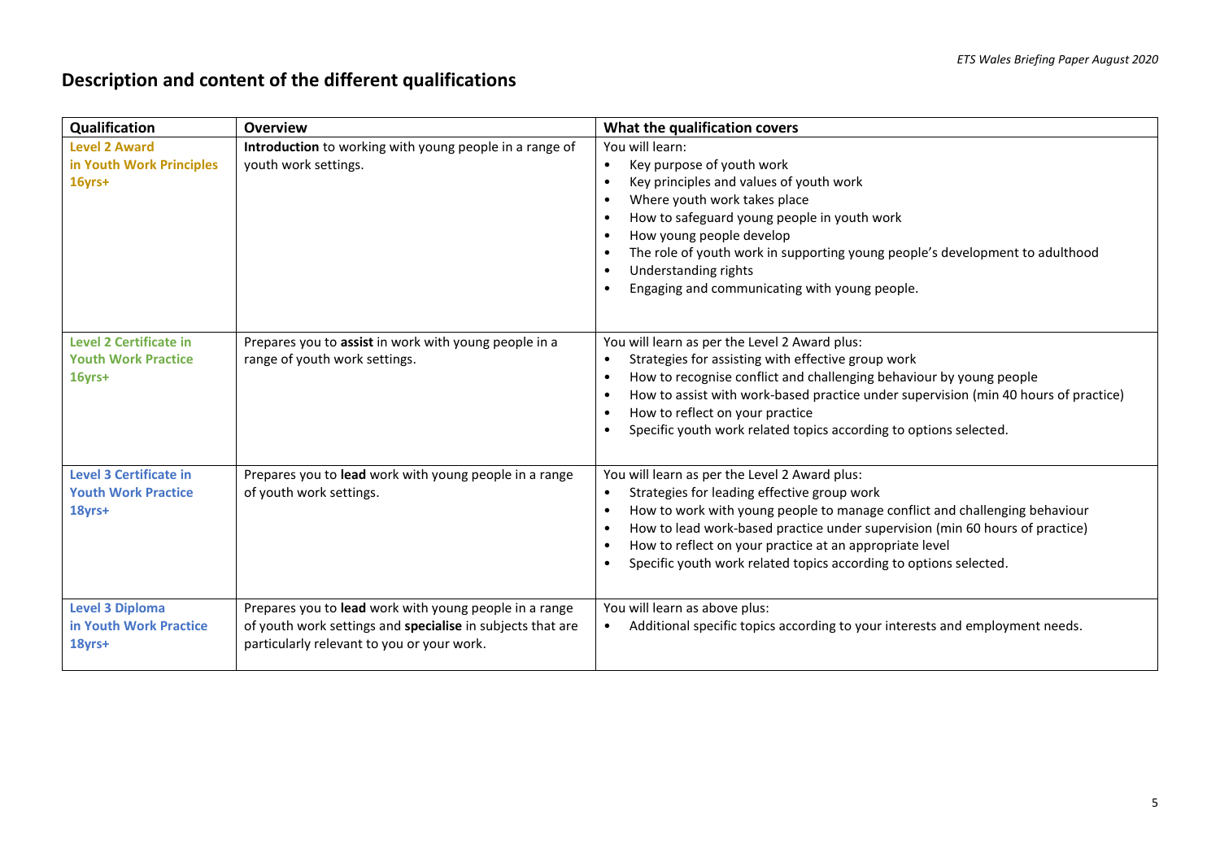## Description and content of the different qualifications

| Qualification | Overview | What the qualification covers |
|---|---|---|
| **Level 2 Award in Youth Work Principles 16yrs+** | **Introduction** to working with young people in a range of youth work settings. | You will learn:<br>• Key purpose of youth work<br>• Key principles and values of youth work<br>• Where youth work takes place<br>• How to safeguard young people in youth work<br>• How young people develop<br>• The role of youth work in supporting young people's development to adulthood<br>• Understanding rights<br>• Engaging and communicating with young people. |
| **Level 2 Certificate in Youth Work Practice 16yrs+** | Prepares you to **assist** in work with young people in a range of youth work settings. | You will learn as per the Level 2 Award plus:<br>• Strategies for assisting with effective group work<br>• How to recognise conflict and challenging behaviour by young people<br>• How to assist with work-based practice under supervision (min 40 hours of practice)<br>• How to reflect on your practice<br>• Specific youth work related topics according to options selected. |
| **Level 3 Certificate in Youth Work Practice 18yrs+** | Prepares you to **lead** work with young people in a range of youth work settings. | You will learn as per the Level 2 Award plus:<br>• Strategies for leading effective group work<br>• How to work with young people to manage conflict and challenging behaviour<br>• How to lead work-based practice under supervision (min 60 hours of practice)<br>• How to reflect on your practice at an appropriate level<br>• Specific youth work related topics according to options selected. |
| **Level 3 Diploma in Youth Work Practice 18yrs+** | Prepares you to **lead** work with young people in a range of youth work settings and **specialise** in subjects that are particularly relevant to you or your work. | You will learn as above plus:<br>• Additional specific topics according to your interests and employment needs. |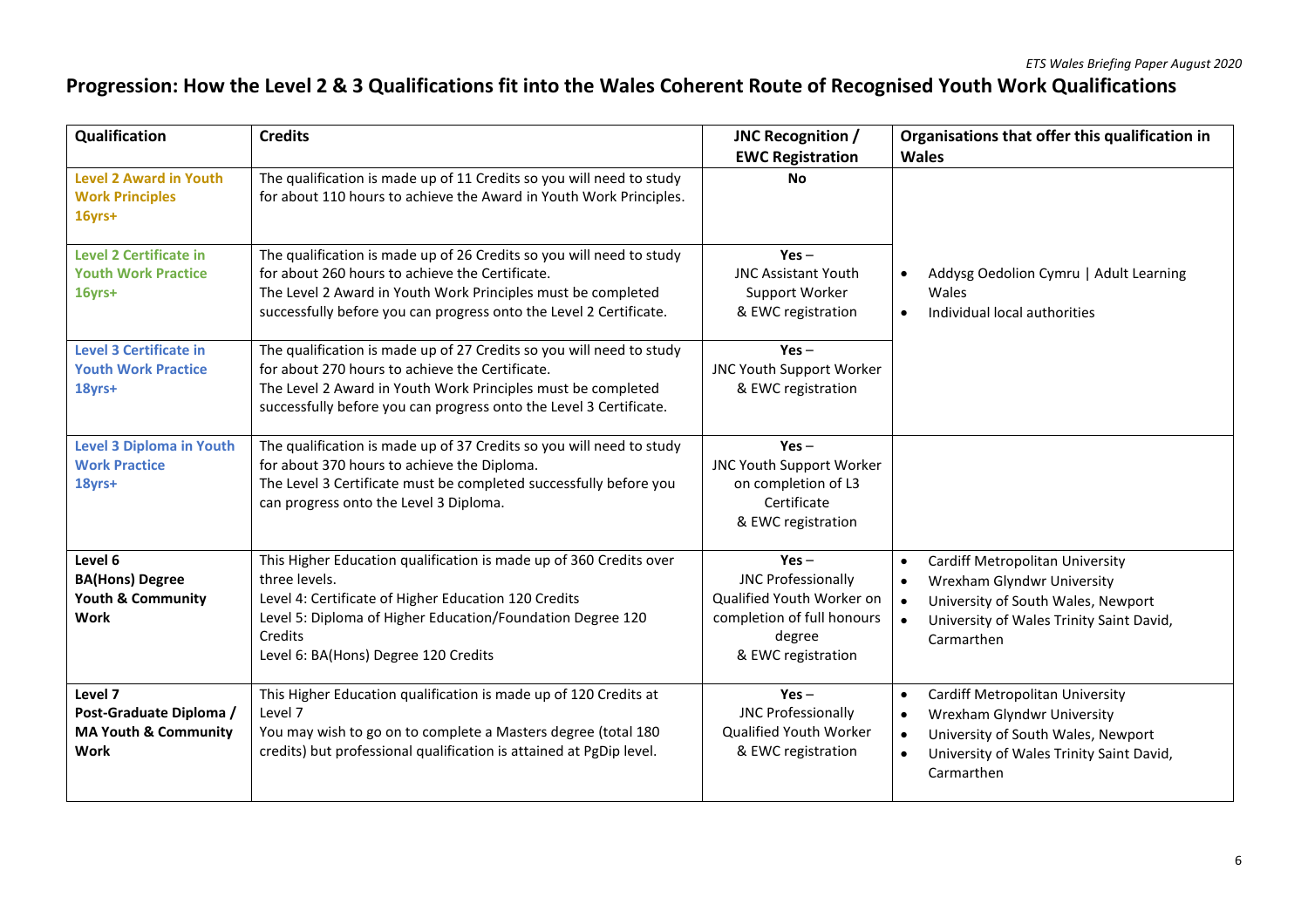## Progression: How the Level 2 & 3 Qualifications fit into the Wales Coherent Route of Recognised Youth Work Qualifications

| Qualification | Credits | JNC Recognition / EWC Registration | Organisations that offer this qualification in Wales |
|---|---|---|---|
| **Level 2 Award in Youth Work Principles 16yrs+** | The qualification is made up of 11 Credits so you will need to study for about 110 hours to achieve the Award in Youth Work Principles. | **No** | • Addysg Oedolion Cymru \| Adult Learning Wales<br>• Individual local authorities |
| **Level 2 Certificate in Youth Work Practice 16yrs+** | The qualification is made up of 26 Credits so you will need to study for about 260 hours to achieve the Certificate.<br>The Level 2 Award in Youth Work Principles must be completed successfully before you can progress onto the Level 2 Certificate. | **Yes** – JNC Assistant Youth Support Worker & EWC registration | |
| **Level 3 Certificate in Youth Work Practice 18yrs+** | The qualification is made up of 27 Credits so you will need to study for about 270 hours to achieve the Certificate.<br>The Level 2 Award in Youth Work Principles must be completed successfully before you can progress onto the Level 3 Certificate. | **Yes** – JNC Youth Support Worker & EWC registration | |
| **Level 3 Diploma in Youth Work Practice 18yrs+** | The qualification is made up of 37 Credits so you will need to study for about 370 hours to achieve the Diploma.<br>The Level 3 Certificate must be completed successfully before you can progress onto the Level 3 Diploma. | **Yes** – JNC Youth Support Worker on completion of L3 Certificate & EWC registration | |
| **Level 6 BA(Hons) Degree Youth & Community Work** | This Higher Education qualification is made up of 360 Credits over three levels.<br>Level 4: Certificate of Higher Education 120 Credits<br>Level 5: Diploma of Higher Education/Foundation Degree 120 Credits<br>Level 6: BA(Hons) Degree 120 Credits | **Yes** – JNC Professionally Qualified Youth Worker on completion of full honours degree & EWC registration | • Cardiff Metropolitan University<br>• Wrexham Glyndwr University<br>• University of South Wales, Newport<br>• University of Wales Trinity Saint David, Carmarthen |
| **Level 7 Post-Graduate Diploma / MA Youth & Community Work** | This Higher Education qualification is made up of 120 Credits at Level 7<br>You may wish to go on to complete a Masters degree (total 180 credits) but professional qualification is attained at PgDip level. | **Yes** – JNC Professionally Qualified Youth Worker & EWC registration | • Cardiff Metropolitan University<br>• Wrexham Glyndwr University<br>• University of South Wales, Newport<br>• University of Wales Trinity Saint David, Carmarthen |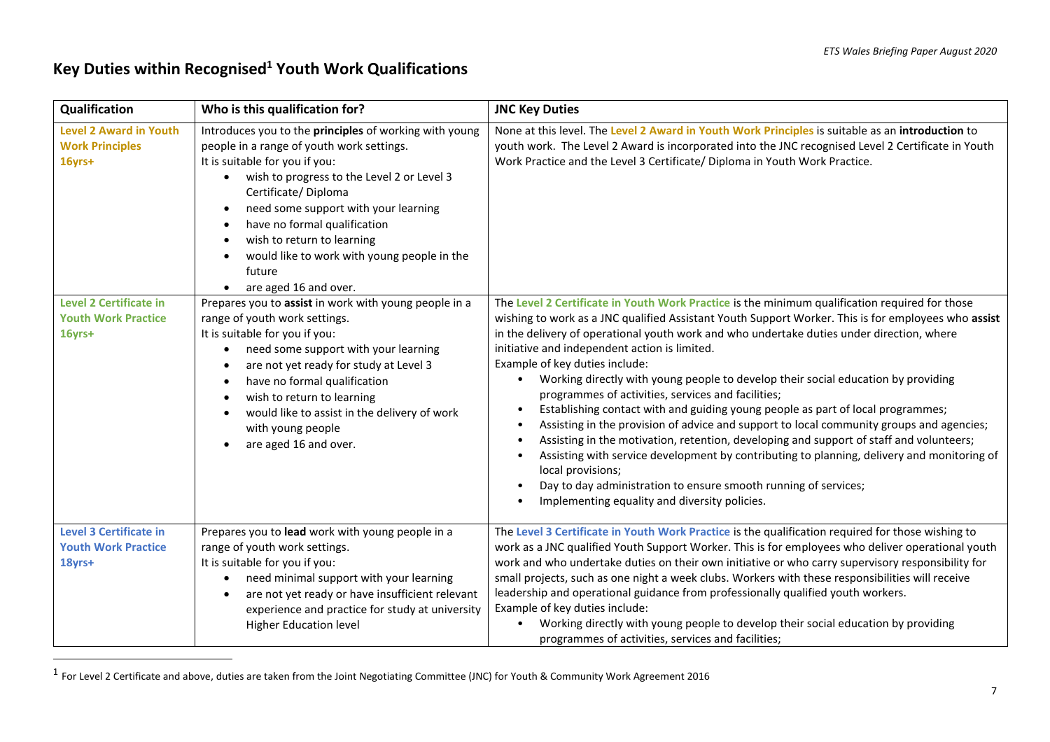# Key Duties within Recognised[1] Youth Work Qualifications

| Qualification | Who is this qualification for? | JNC Key Duties |
|---|---|---|
| **Level 2 Award in Youth Work Principles 16yrs+** | Introduces you to the **principles** of working with young people in a range of youth work settings.<br>It is suitable for you if you:<br>• wish to progress to the Level 2 or Level 3 Certificate/ Diploma<br>• need some support with your learning<br>• have no formal qualification<br>• wish to return to learning<br>• would like to work with young people in the future<br>• are aged 16 and over. | None at this level. The **Level 2 Award in Youth Work Principles** is suitable as an **introduction** to youth work. The Level 2 Award is incorporated into the JNC recognised Level 2 Certificate in Youth Work Practice and the Level 3 Certificate/ Diploma in Youth Work Practice. |
| **Level 2 Certificate in Youth Work Practice 16yrs+** | Prepares you to **assist** in work with young people in a range of youth work settings.<br>It is suitable for you if you:<br>• need some support with your learning<br>• are not yet ready for study at Level 3<br>• have no formal qualification<br>• wish to return to learning<br>• would like to assist in the delivery of work with young people<br>• are aged 16 and over. | The **Level 2 Certificate in Youth Work Practice** is the minimum qualification required for those wishing to work as a JNC qualified Assistant Youth Support Worker. This is for employees who **assist** in the delivery of operational youth work and who undertake duties under direction, where initiative and independent action is limited.<br>Example of key duties include:<br>• Working directly with young people to develop their social education by providing programmes of activities, services and facilities;<br>• Establishing contact with and guiding young people as part of local programmes;<br>• Assisting in the provision of advice and support to local community groups and agencies;<br>• Assisting in the motivation, retention, developing and support of staff and volunteers;<br>• Assisting with service development by contributing to planning, delivery and monitoring of local provisions;<br>• Day to day administration to ensure smooth running of services;<br>• Implementing equality and diversity policies. |
| **Level 3 Certificate in Youth Work Practice 18yrs+** | Prepares you to **lead** work with young people in a range of youth work settings.<br>It is suitable for you if you:<br>• need minimal support with your learning<br>• are not yet ready or have insufficient relevant experience and practice for study at university Higher Education level | The **Level 3 Certificate in Youth Work Practice** is the qualification required for those wishing to work as a JNC qualified Youth Support Worker. This is for employees who deliver operational youth work and who undertake duties on their own initiative or who carry supervisory responsibility for small projects, such as one night a week clubs. Workers with these responsibilities will receive leadership and operational guidance from professionally qualified youth workers.<br>Example of key duties include:<br>• Working directly with young people to develop their social education by providing programmes of activities, services and facilities; |

[1] For Level 2 Certificate and above, duties are taken from the Joint Negotiating Committee (JNC) for Youth & Community Work Agreement 2016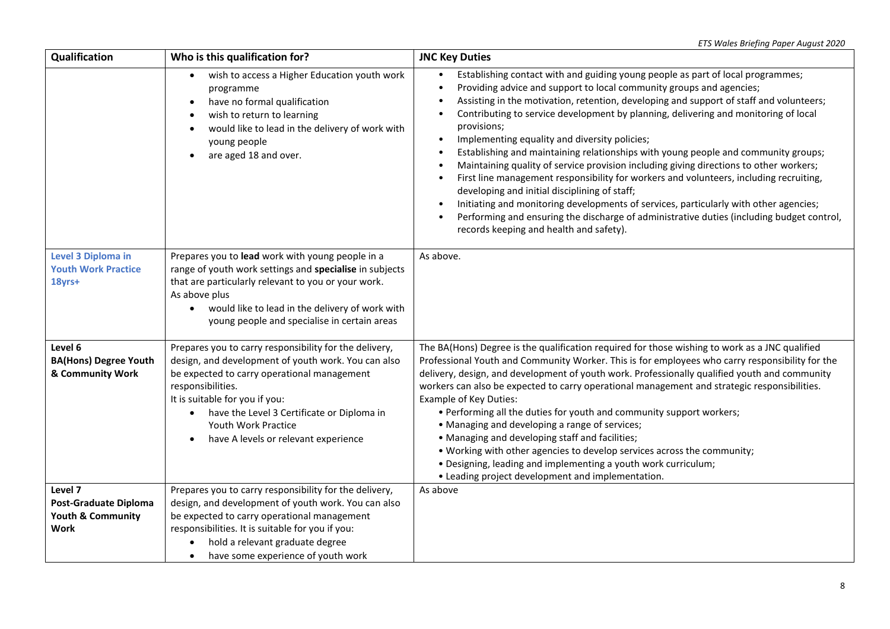| Qualification | Who is this qualification for? | JNC Key Duties |
| --- | --- | --- |
| | • wish to access a Higher Education youth work programme<br>• have no formal qualification<br>• wish to return to learning<br>• would like to lead in the delivery of work with young people<br>• are aged 18 and over. | • Establishing contact with and guiding young people as part of local programmes;<br>• Providing advice and support to local community groups and agencies;<br>• Assisting in the motivation, retention, developing and support of staff and volunteers;<br>• Contributing to service development by planning, delivering and monitoring of local provisions;<br>• Implementing equality and diversity policies;<br>• Establishing and maintaining relationships with young people and community groups;<br>• Maintaining quality of service provision including giving directions to other workers;<br>• First line management responsibility for workers and volunteers, including recruiting, developing and initial disciplining of staff;<br>• Initiating and monitoring developments of services, particularly with other agencies;<br>• Performing and ensuring the discharge of administrative duties (including budget control, records keeping and health and safety). |
| **Level 3 Diploma in Youth Work Practice 18yrs+** | Prepares you to **lead** work with young people in a range of youth work settings and **specialise** in subjects that are particularly relevant to you or your work.<br>As above plus<br>• would like to lead in the delivery of work with young people and specialise in certain areas | As above. |
| **Level 6 BA(Hons) Degree Youth & Community Work** | Prepares you to carry responsibility for the delivery, design, and development of youth work. You can also be expected to carry operational management responsibilities.<br>It is suitable for you if you:<br>• have the Level 3 Certificate or Diploma in Youth Work Practice<br>• have A levels or relevant experience | The BA(Hons) Degree is the qualification required for those wishing to work as a JNC qualified Professional Youth and Community Worker. This is for employees who carry responsibility for the delivery, design, and development of youth work. Professionally qualified youth and community workers can also be expected to carry operational management and strategic responsibilities.<br>Example of Key Duties:<br>• Performing all the duties for youth and community support workers;<br>• Managing and developing a range of services;<br>• Managing and developing staff and facilities;<br>• Working with other agencies to develop services across the community;<br>• Designing, leading and implementing a youth work curriculum;<br>• Leading project development and implementation. |
| **Level 7 Post-Graduate Diploma Youth & Community Work** | Prepares you to carry responsibility for the delivery, design, and development of youth work. You can also be expected to carry operational management responsibilities. It is suitable for you if you:<br>• hold a relevant graduate degree<br>• have some experience of youth work | As above |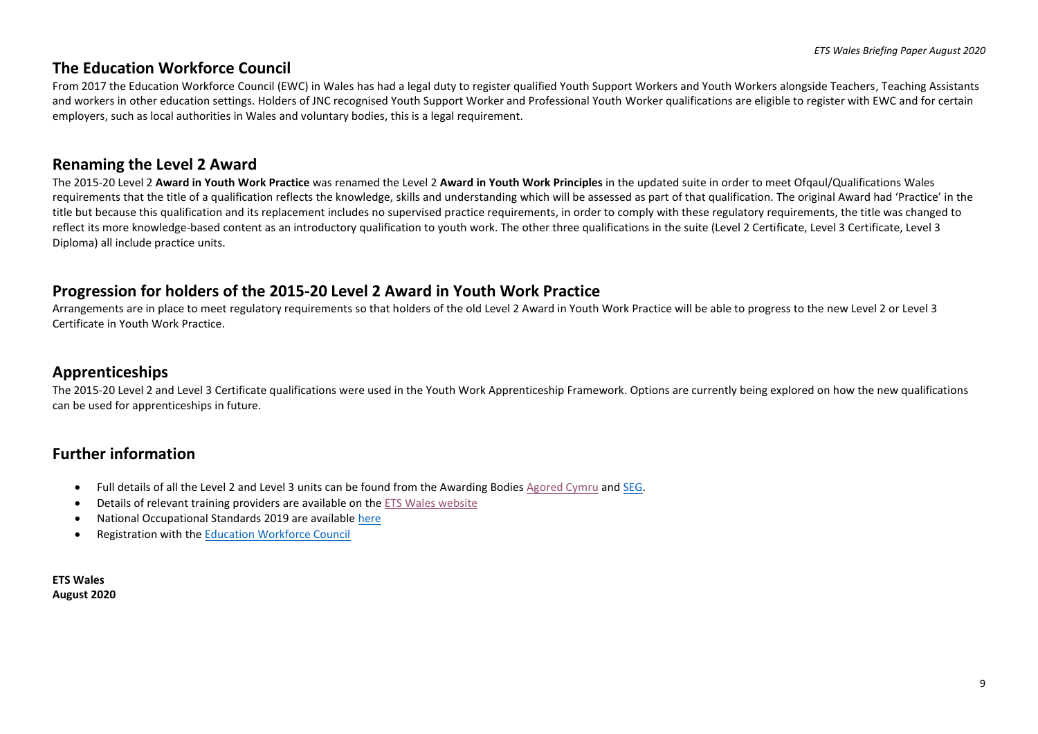## The Education Workforce Council

From 2017 the Education Workforce Council (EWC) in Wales has had a legal duty to register qualified Youth Support Workers and Youth Workers alongside Teachers, Teaching Assistants and workers in other education settings. Holders of JNC recognised Youth Support Worker and Professional Youth Worker qualifications are eligible to register with EWC and for certain employers, such as local authorities in Wales and voluntary bodies, this is a legal requirement.

## Renaming the Level 2 Award

The 2015-20 Level 2 **Award in Youth Work Practice** was renamed the Level 2 **Award in Youth Work Principles** in the updated suite in order to meet Ofqaul/Qualifications Wales requirements that the title of a qualification reflects the knowledge, skills and understanding which will be assessed as part of that qualification. The original Award had 'Practice' in the title but because this qualification and its replacement includes no supervised practice requirements, in order to comply with these regulatory requirements, the title was changed to reflect its more knowledge-based content as an introductory qualification to youth work. The other three qualifications in the suite (Level 2 Certificate, Level 3 Certificate, Level 3 Diploma) all include practice units.

## Progression for holders of the 2015-20 Level 2 Award in Youth Work Practice

Arrangements are in place to meet regulatory requirements so that holders of the old Level 2 Award in Youth Work Practice will be able to progress to the new Level 2 or Level 3 Certificate in Youth Work Practice.

## Apprenticeships

The 2015-20 Level 2 and Level 3 Certificate qualifications were used in the Youth Work Apprenticeship Framework. Options are currently being explored on how the new qualifications can be used for apprenticeships in future.

## Further information

- Full details of all the Level 2 and Level 3 units can be found from the Awarding Bodies Agored Cymru and SEG.
- Details of relevant training providers are available on the ETS Wales website
- National Occupational Standards 2019 are available here
- Registration with the Education Workforce Council

**ETS Wales**
**August 2020**